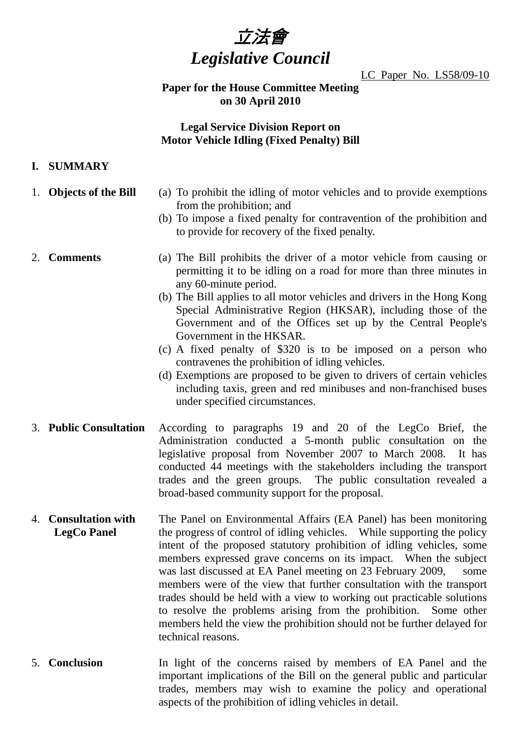# 立法會
# *Legislative Council*

LC Paper No. LS58/09-10

**Paper for the House Committee Meeting on 30 April 2010**

**Legal Service Division Report on Motor Vehicle Idling (Fixed Penalty) Bill**

## I. SUMMARY

1. **Objects of the Bill**
   (a) To prohibit the idling of motor vehicles and to provide exemptions from the prohibition; and
   (b) To impose a fixed penalty for contravention of the prohibition and to provide for recovery of the fixed penalty.

2. **Comments**
   (a) The Bill prohibits the driver of a motor vehicle from causing or permitting it to be idling on a road for more than three minutes in any 60-minute period.
   (b) The Bill applies to all motor vehicles and drivers in the Hong Kong Special Administrative Region (HKSAR), including those of the Government and of the Offices set up by the Central People's Government in the HKSAR.
   (c) A fixed penalty of $320 is to be imposed on a person who contravenes the prohibition of idling vehicles.
   (d) Exemptions are proposed to be given to drivers of certain vehicles including taxis, green and red minibuses and non-franchised buses under specified circumstances.

3. **Public Consultation**
   According to paragraphs 19 and 20 of the LegCo Brief, the Administration conducted a 5-month public consultation on the legislative proposal from November 2007 to March 2008. It has conducted 44 meetings with the stakeholders including the transport trades and the green groups. The public consultation revealed a broad-based community support for the proposal.

4. **Consultation with LegCo Panel**
   The Panel on Environmental Affairs (EA Panel) has been monitoring the progress of control of idling vehicles. While supporting the policy intent of the proposed statutory prohibition of idling vehicles, some members expressed grave concerns on its impact. When the subject was last discussed at EA Panel meeting on 23 February 2009, some members were of the view that further consultation with the transport trades should be held with a view to working out practicable solutions to resolve the problems arising from the prohibition. Some other members held the view the prohibition should not be further delayed for technical reasons.

5. **Conclusion**
   In light of the concerns raised by members of EA Panel and the important implications of the Bill on the general public and particular trades, members may wish to examine the policy and operational aspects of the prohibition of idling vehicles in detail.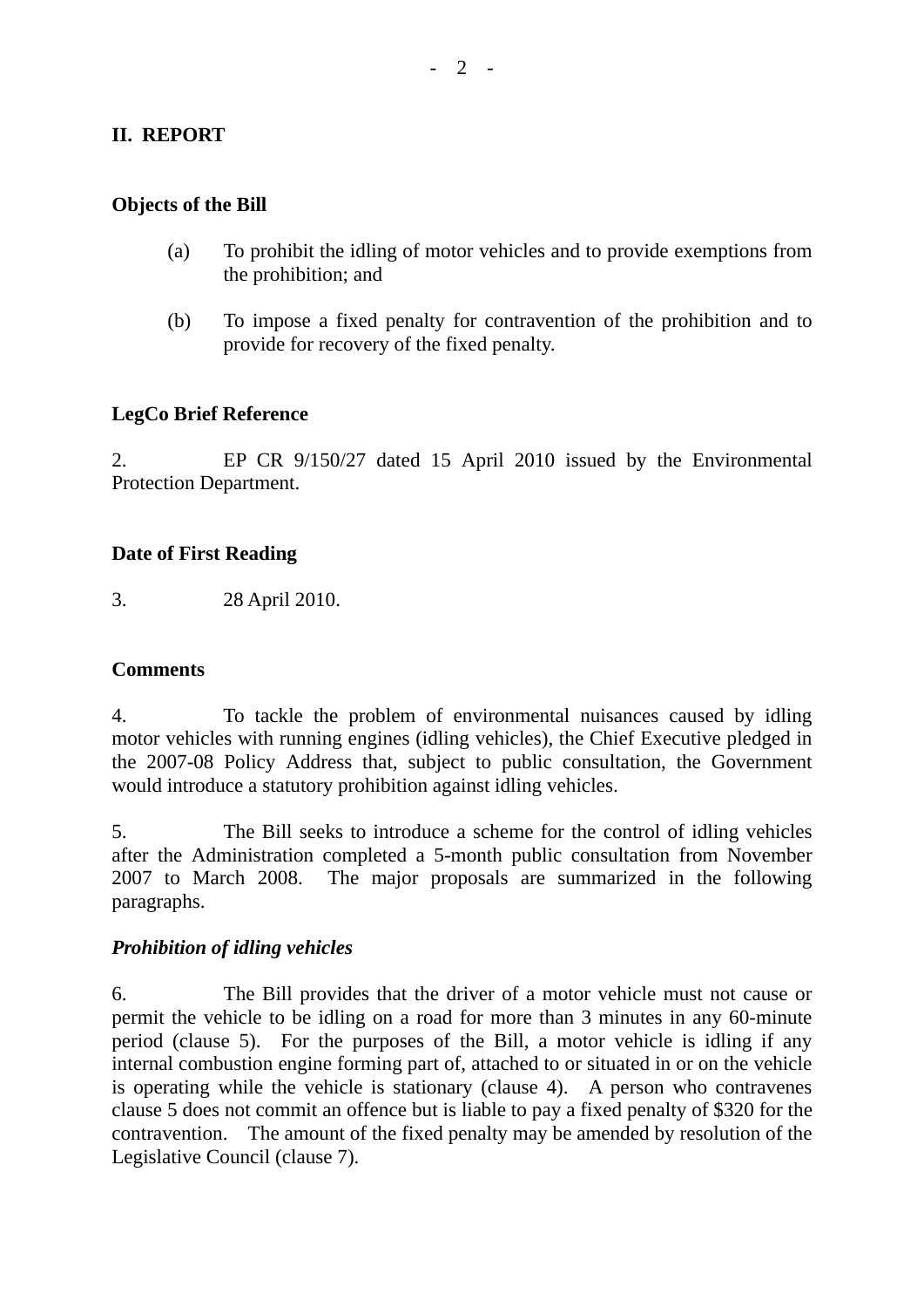## II. REPORT

### Objects of the Bill

(a) To prohibit the idling of motor vehicles and to provide exemptions from the prohibition; and

(b) To impose a fixed penalty for contravention of the prohibition and to provide for recovery of the fixed penalty.

### LegCo Brief Reference

2. EP CR 9/150/27 dated 15 April 2010 issued by the Environmental Protection Department.

### Date of First Reading

3. 28 April 2010.

### Comments

4. To tackle the problem of environmental nuisances caused by idling motor vehicles with running engines (idling vehicles), the Chief Executive pledged in the 2007-08 Policy Address that, subject to public consultation, the Government would introduce a statutory prohibition against idling vehicles.

5. The Bill seeks to introduce a scheme for the control of idling vehicles after the Administration completed a 5-month public consultation from November 2007 to March 2008. The major proposals are summarized in the following paragraphs.

***Prohibition of idling vehicles***

6. The Bill provides that the driver of a motor vehicle must not cause or permit the vehicle to be idling on a road for more than 3 minutes in any 60-minute period (clause 5). For the purposes of the Bill, a motor vehicle is idling if any internal combustion engine forming part of, attached to or situated in or on the vehicle is operating while the vehicle is stationary (clause 4). A person who contravenes clause 5 does not commit an offence but is liable to pay a fixed penalty of $320 for the contravention. The amount of the fixed penalty may be amended by resolution of the Legislative Council (clause 7).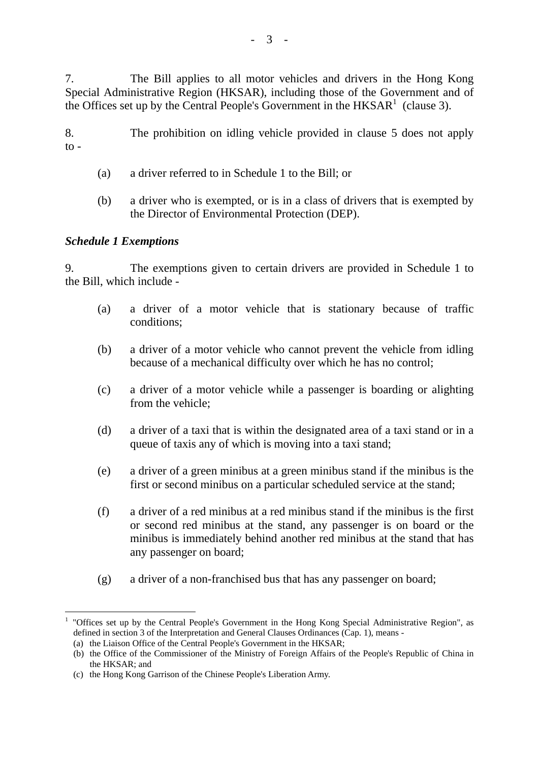7. The Bill applies to all motor vehicles and drivers in the Hong Kong Special Administrative Region (HKSAR), including those of the Government and of the Offices set up by the Central People's Government in the HKSAR[1] (clause 3).

8. The prohibition on idling vehicle provided in clause 5 does not apply to -

(a) a driver referred to in Schedule 1 to the Bill; or

(b) a driver who is exempted, or is in a class of drivers that is exempted by the Director of Environmental Protection (DEP).

***Schedule 1 Exemptions***

9. The exemptions given to certain drivers are provided in Schedule 1 to the Bill, which include -

(a) a driver of a motor vehicle that is stationary because of traffic conditions;

(b) a driver of a motor vehicle who cannot prevent the vehicle from idling because of a mechanical difficulty over which he has no control;

(c) a driver of a motor vehicle while a passenger is boarding or alighting from the vehicle;

(d) a driver of a taxi that is within the designated area of a taxi stand or in a queue of taxis any of which is moving into a taxi stand;

(e) a driver of a green minibus at a green minibus stand if the minibus is the first or second minibus on a particular scheduled service at the stand;

(f) a driver of a red minibus at a red minibus stand if the minibus is the first or second red minibus at the stand, any passenger is on board or the minibus is immediately behind another red minibus at the stand that has any passenger on board;

(g) a driver of a non-franchised bus that has any passenger on board;

---

[1] "Offices set up by the Central People's Government in the Hong Kong Special Administrative Region", as defined in section 3 of the Interpretation and General Clauses Ordinances (Cap. 1), means -
(a) the Liaison Office of the Central People's Government in the HKSAR;
(b) the Office of the Commissioner of the Ministry of Foreign Affairs of the People's Republic of China in the HKSAR; and
(c) the Hong Kong Garrison of the Chinese People's Liberation Army.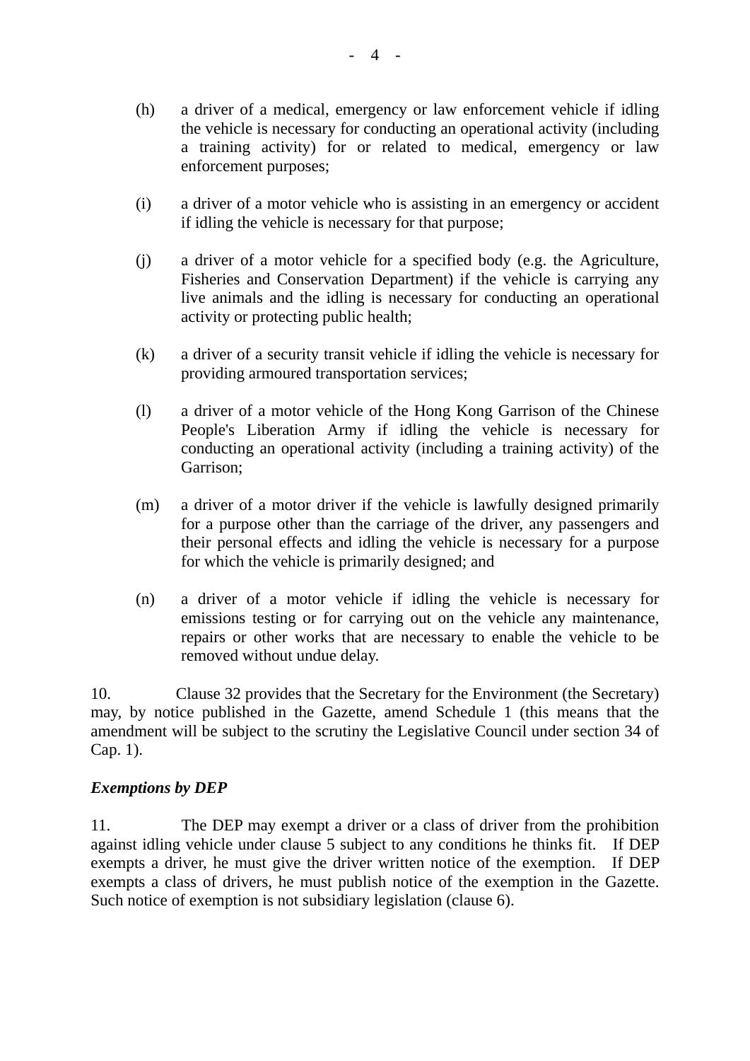(h) a driver of a medical, emergency or law enforcement vehicle if idling the vehicle is necessary for conducting an operational activity (including a training activity) for or related to medical, emergency or law enforcement purposes;

(i) a driver of a motor vehicle who is assisting in an emergency or accident if idling the vehicle is necessary for that purpose;

(j) a driver of a motor vehicle for a specified body (e.g. the Agriculture, Fisheries and Conservation Department) if the vehicle is carrying any live animals and the idling is necessary for conducting an operational activity or protecting public health;

(k) a driver of a security transit vehicle if idling the vehicle is necessary for providing armoured transportation services;

(l) a driver of a motor vehicle of the Hong Kong Garrison of the Chinese People's Liberation Army if idling the vehicle is necessary for conducting an operational activity (including a training activity) of the Garrison;

(m) a driver of a motor driver if the vehicle is lawfully designed primarily for a purpose other than the carriage of the driver, any passengers and their personal effects and idling the vehicle is necessary for a purpose for which the vehicle is primarily designed; and

(n) a driver of a motor vehicle if idling the vehicle is necessary for emissions testing or for carrying out on the vehicle any maintenance, repairs or other works that are necessary to enable the vehicle to be removed without undue delay.

10. Clause 32 provides that the Secretary for the Environment (the Secretary) may, by notice published in the Gazette, amend Schedule 1 (this means that the amendment will be subject to the scrutiny the Legislative Council under section 34 of Cap. 1).

***Exemptions by DEP***

11. The DEP may exempt a driver or a class of driver from the prohibition against idling vehicle under clause 5 subject to any conditions he thinks fit. If DEP exempts a driver, he must give the driver written notice of the exemption. If DEP exempts a class of drivers, he must publish notice of the exemption in the Gazette. Such notice of exemption is not subsidiary legislation (clause 6).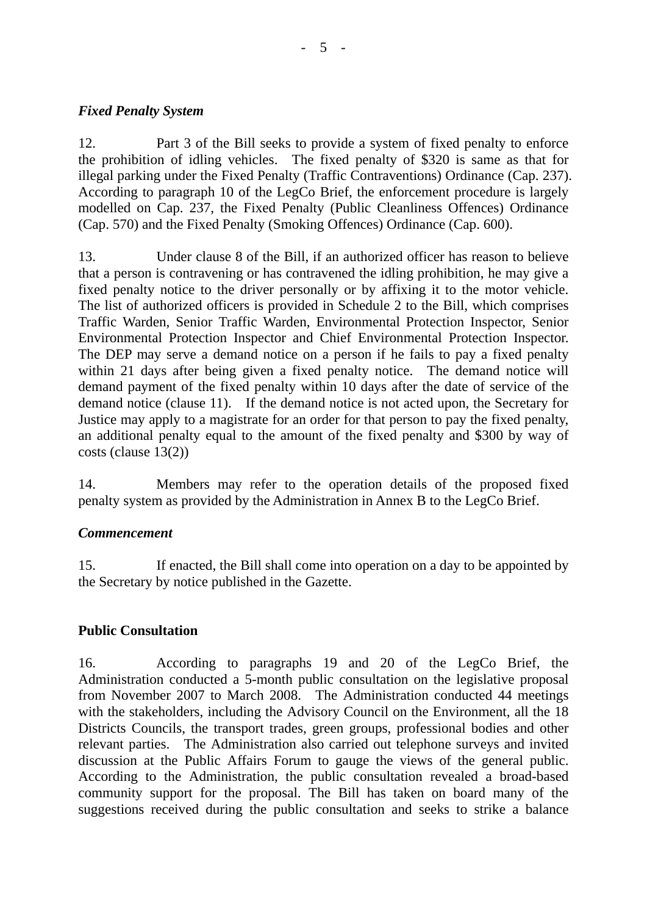*Fixed Penalty System*

12. Part 3 of the Bill seeks to provide a system of fixed penalty to enforce the prohibition of idling vehicles. The fixed penalty of $320 is same as that for illegal parking under the Fixed Penalty (Traffic Contraventions) Ordinance (Cap. 237). According to paragraph 10 of the LegCo Brief, the enforcement procedure is largely modelled on Cap. 237, the Fixed Penalty (Public Cleanliness Offences) Ordinance (Cap. 570) and the Fixed Penalty (Smoking Offences) Ordinance (Cap. 600).

13. Under clause 8 of the Bill, if an authorized officer has reason to believe that a person is contravening or has contravened the idling prohibition, he may give a fixed penalty notice to the driver personally or by affixing it to the motor vehicle. The list of authorized officers is provided in Schedule 2 to the Bill, which comprises Traffic Warden, Senior Traffic Warden, Environmental Protection Inspector, Senior Environmental Protection Inspector and Chief Environmental Protection Inspector. The DEP may serve a demand notice on a person if he fails to pay a fixed penalty within 21 days after being given a fixed penalty notice. The demand notice will demand payment of the fixed penalty within 10 days after the date of service of the demand notice (clause 11). If the demand notice is not acted upon, the Secretary for Justice may apply to a magistrate for an order for that person to pay the fixed penalty, an additional penalty equal to the amount of the fixed penalty and $300 by way of costs (clause 13(2))

14. Members may refer to the operation details of the proposed fixed penalty system as provided by the Administration in Annex B to the LegCo Brief.

***Commencement***

15. If enacted, the Bill shall come into operation on a day to be appointed by the Secretary by notice published in the Gazette.

**Public Consultation**

16. According to paragraphs 19 and 20 of the LegCo Brief, the Administration conducted a 5-month public consultation on the legislative proposal from November 2007 to March 2008. The Administration conducted 44 meetings with the stakeholders, including the Advisory Council on the Environment, all the 18 Districts Councils, the transport trades, green groups, professional bodies and other relevant parties. The Administration also carried out telephone surveys and invited discussion at the Public Affairs Forum to gauge the views of the general public. According to the Administration, the public consultation revealed a broad-based community support for the proposal. The Bill has taken on board many of the suggestions received during the public consultation and seeks to strike a balance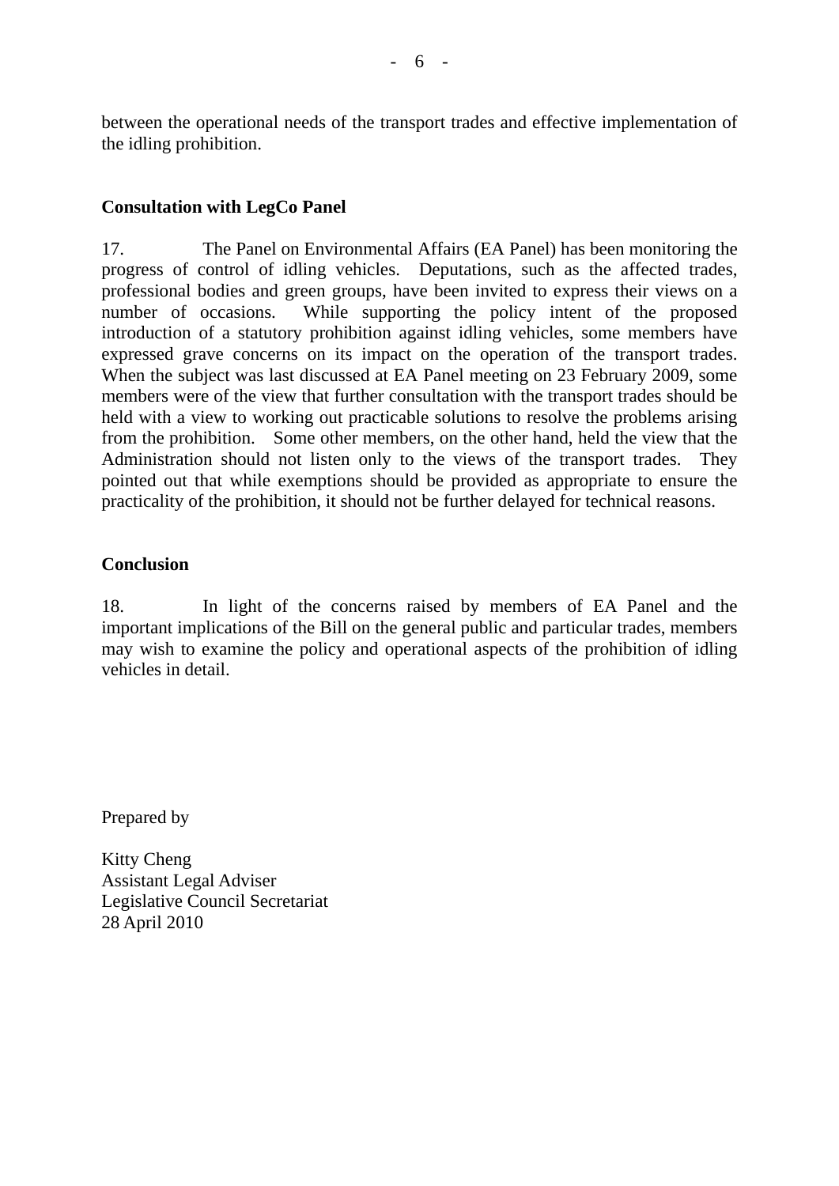between the operational needs of the transport trades and effective implementation of the idling prohibition.

**Consultation with LegCo Panel**

17. The Panel on Environmental Affairs (EA Panel) has been monitoring the progress of control of idling vehicles. Deputations, such as the affected trades, professional bodies and green groups, have been invited to express their views on a number of occasions. While supporting the policy intent of the proposed introduction of a statutory prohibition against idling vehicles, some members have expressed grave concerns on its impact on the operation of the transport trades. When the subject was last discussed at EA Panel meeting on 23 February 2009, some members were of the view that further consultation with the transport trades should be held with a view to working out practicable solutions to resolve the problems arising from the prohibition. Some other members, on the other hand, held the view that the Administration should not listen only to the views of the transport trades. They pointed out that while exemptions should be provided as appropriate to ensure the practicality of the prohibition, it should not be further delayed for technical reasons.

**Conclusion**

18. In light of the concerns raised by members of EA Panel and the important implications of the Bill on the general public and particular trades, members may wish to examine the policy and operational aspects of the prohibition of idling vehicles in detail.

Prepared by

Kitty Cheng
Assistant Legal Adviser
Legislative Council Secretariat
28 April 2010